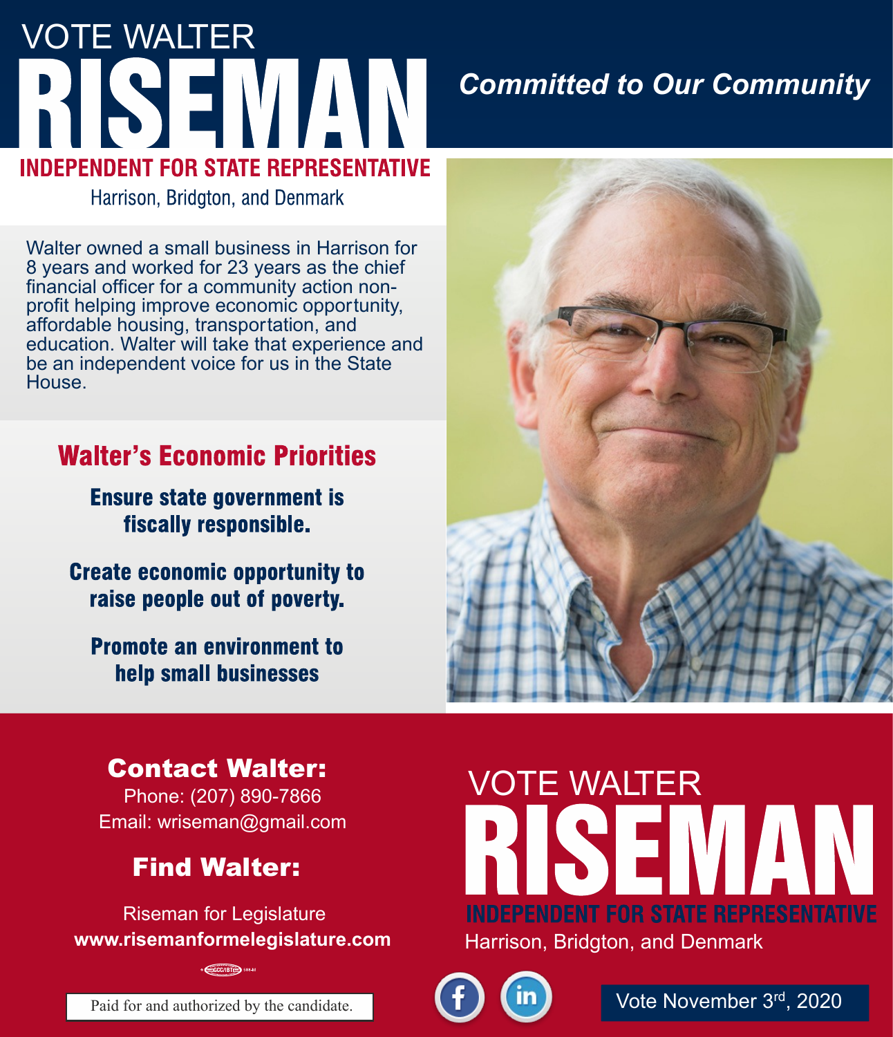# VOTE WALTER RISEMAN

## INDEPENDENT FOR STATE REPRESENTATIVE

Harrison, Bridgton, and Denmark

***Committed to Our Community***

Walter owned a small business in Harrison for 8 years and worked for 23 years as the chief financial officer for a community action non-profit helping improve economic opportunity, affordable housing, transportation, and education. Walter will take that experience and be an independent voice for us in the State House.

## Walter's Economic Priorities

**Ensure state government is fiscally responsible.**

**Create economic opportunity to raise people out of poverty.**

**Promote an environment to help small businesses**

## Contact Walter:

Phone: (207) 890-7866

Email: wriseman@gmail.com

## Find Walter:

Riseman for Legislature

**www.risemanformelegislature.com**

Paid for and authorized by the candidate.

# VOTE WALTER RISEMAN

## INDEPENDENT FOR STATE REPRESENTATIVE

Harrison, Bridgton, and Denmark

Vote November 3rd, 2020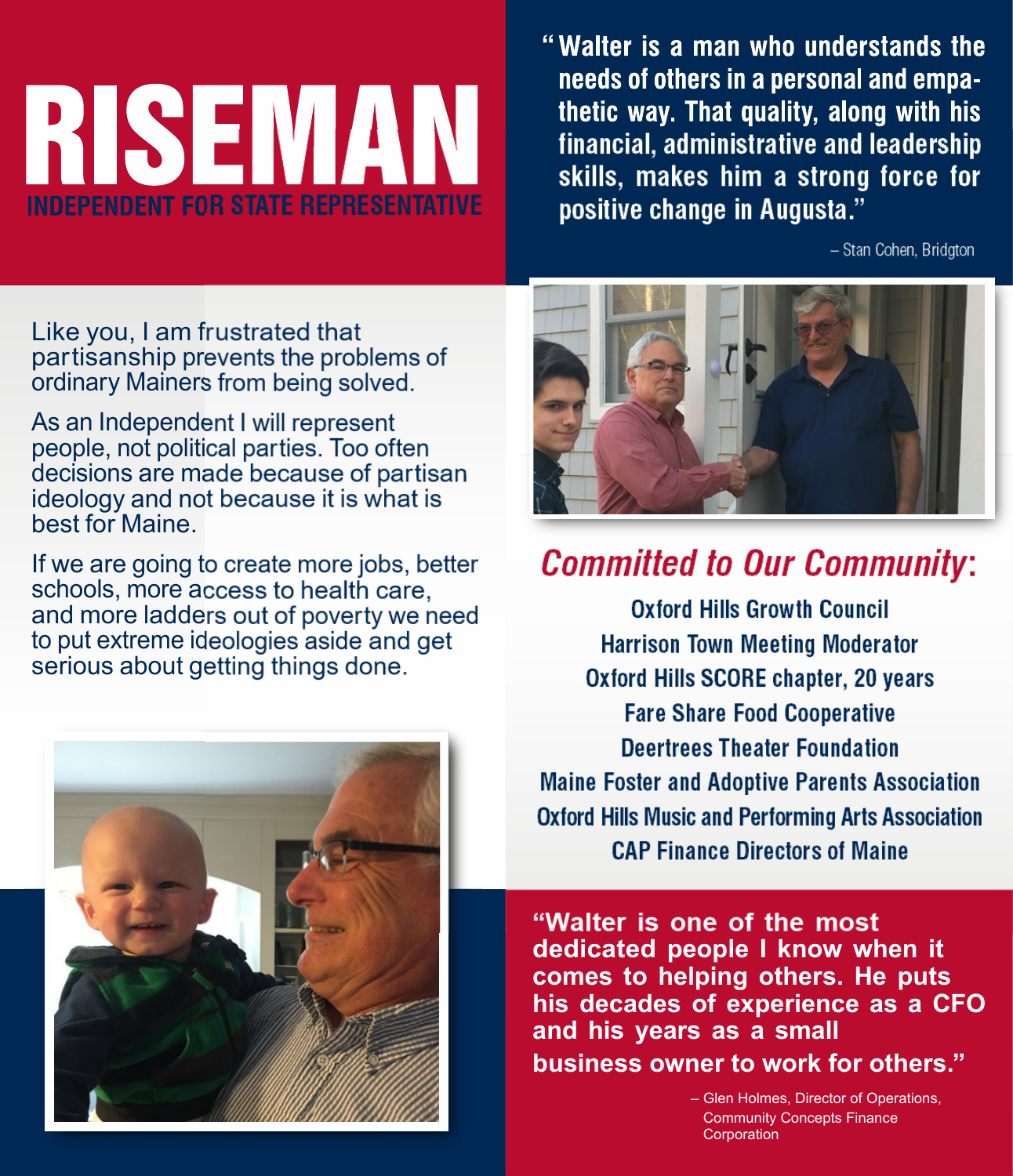# RISEMAN

## INDEPENDENT FOR STATE REPRESENTATIVE

**"Walter is a man who understands the needs of others in a personal and empathetic way. That quality, along with his financial, administrative and leadership skills, makes him a strong force for positive change in Augusta."**

– Stan Cohen, Bridgton

Like you, I am frustrated that partisanship prevents the problems of ordinary Mainers from being solved.

As an Independent I will represent people, not political parties. Too often decisions are made because of partisan ideology and not because it is what is best for Maine.

If we are going to create more jobs, better schools, more access to health care, and more ladders out of poverty we need to put extreme ideologies aside and get serious about getting things done.

## *Committed to Our Community*:

**Oxford Hills Growth Council**
**Harrison Town Meeting Moderator**
**Oxford Hills SCORE chapter, 20 years**
**Fare Share Food Cooperative**
**Deertrees Theater Foundation**
**Maine Foster and Adoptive Parents Association**
**Oxford Hills Music and Performing Arts Association**
**CAP Finance Directors of Maine**

**"Walter is one of the most dedicated people I know when it comes to helping others. He puts his decades of experience as a CFO and his years as a small business owner to work for others."**

– Glen Holmes, Director of Operations, Community Concepts Finance Corporation